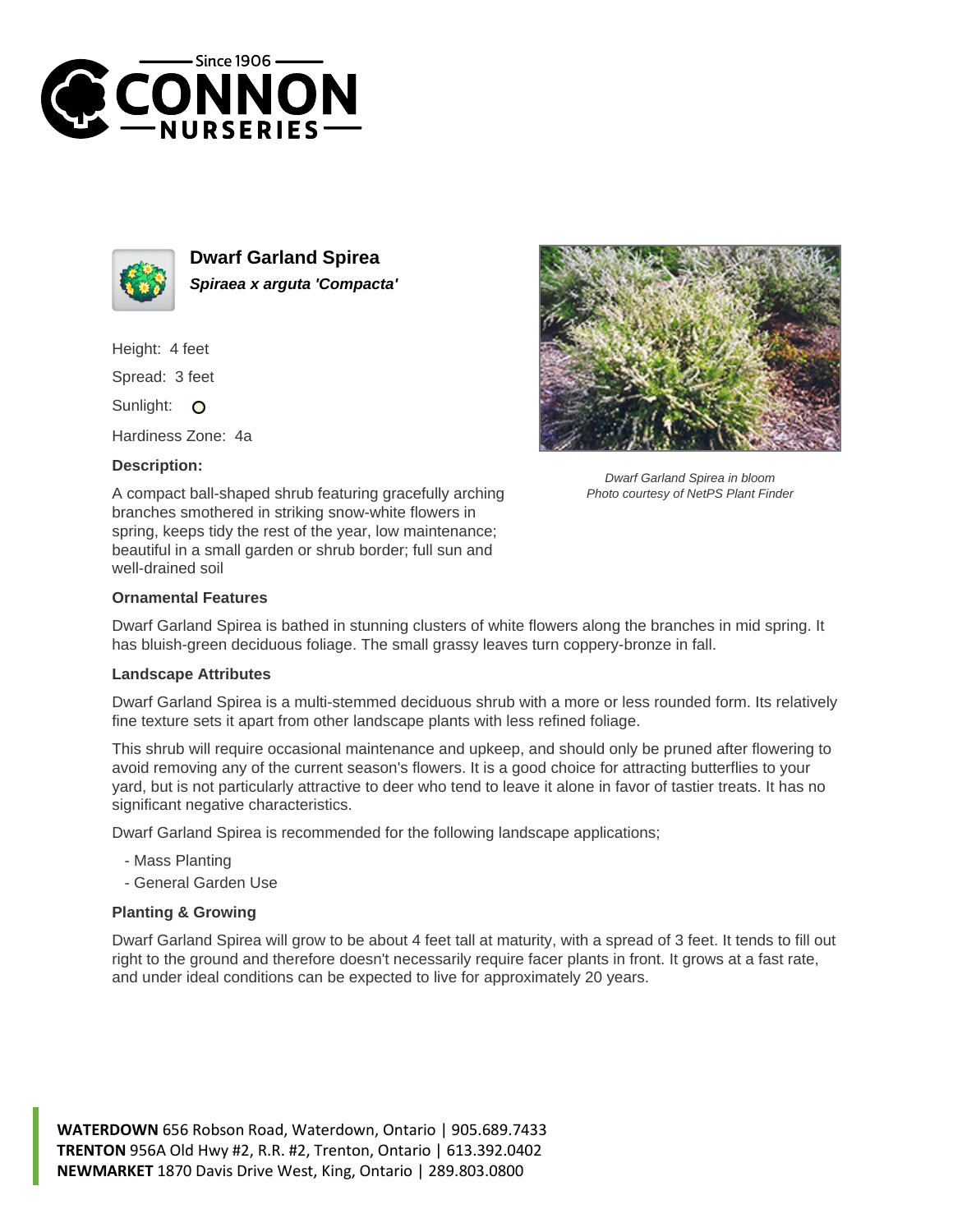Since 1906
CONNON
NURSERIES

# Dwarf Garland Spirea

***Spiraea x arguta 'Compacta'***

Height: 4 feet

Spread: 3 feet

Sunlight: O

Hardiness Zone: 4a

### Description:

A compact ball-shaped shrub featuring gracefully arching branches smothered in striking snow-white flowers in spring, keeps tidy the rest of the year, low maintenance; beautiful in a small garden or shrub border; full sun and well-drained soil

*Dwarf Garland Spirea in bloom*
*Photo courtesy of NetPS Plant Finder*

### Ornamental Features

Dwarf Garland Spirea is bathed in stunning clusters of white flowers along the branches in mid spring. It has bluish-green deciduous foliage. The small grassy leaves turn coppery-bronze in fall.

### Landscape Attributes

Dwarf Garland Spirea is a multi-stemmed deciduous shrub with a more or less rounded form. Its relatively fine texture sets it apart from other landscape plants with less refined foliage.

This shrub will require occasional maintenance and upkeep, and should only be pruned after flowering to avoid removing any of the current season's flowers. It is a good choice for attracting butterflies to your yard, but is not particularly attractive to deer who tend to leave it alone in favor of tastier treats. It has no significant negative characteristics.

Dwarf Garland Spirea is recommended for the following landscape applications;

- Mass Planting
- General Garden Use

### Planting & Growing

Dwarf Garland Spirea will grow to be about 4 feet tall at maturity, with a spread of 3 feet. It tends to fill out right to the ground and therefore doesn't necessarily require facer plants in front. It grows at a fast rate, and under ideal conditions can be expected to live for approximately 20 years.

**WATERDOWN** 656 Robson Road, Waterdown, Ontario | 905.689.7433
**TRENTON** 956A Old Hwy #2, R.R. #2, Trenton, Ontario | 613.392.0402
**NEWMARKET** 1870 Davis Drive West, King, Ontario | 289.803.0800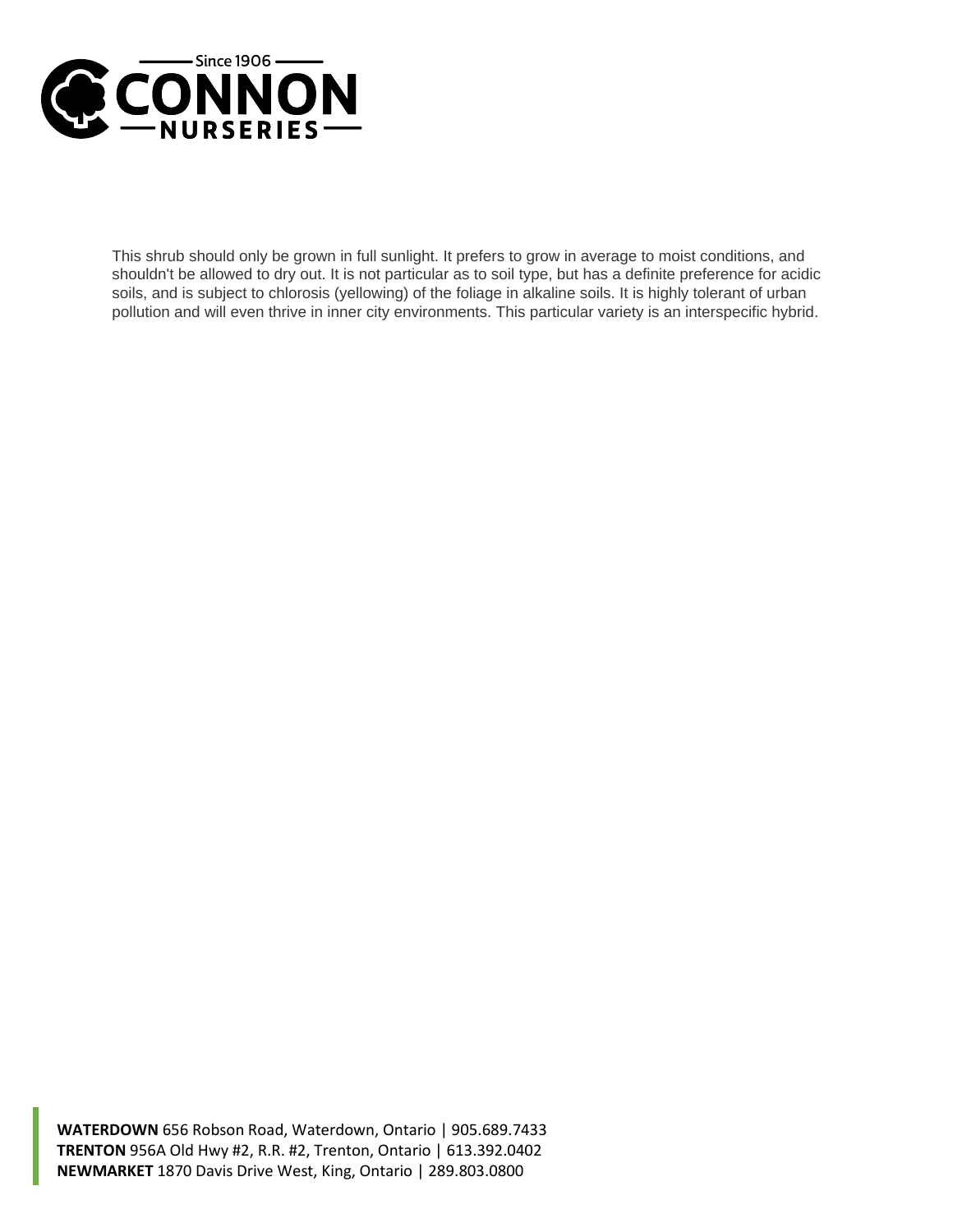This shrub should only be grown in full sunlight. It prefers to grow in average to moist conditions, and shouldn't be allowed to dry out. It is not particular as to soil type, but has a definite preference for acidic soils, and is subject to chlorosis (yellowing) of the foliage in alkaline soils. It is highly tolerant of urban pollution and will even thrive in inner city environments. This particular variety is an interspecific hybrid.